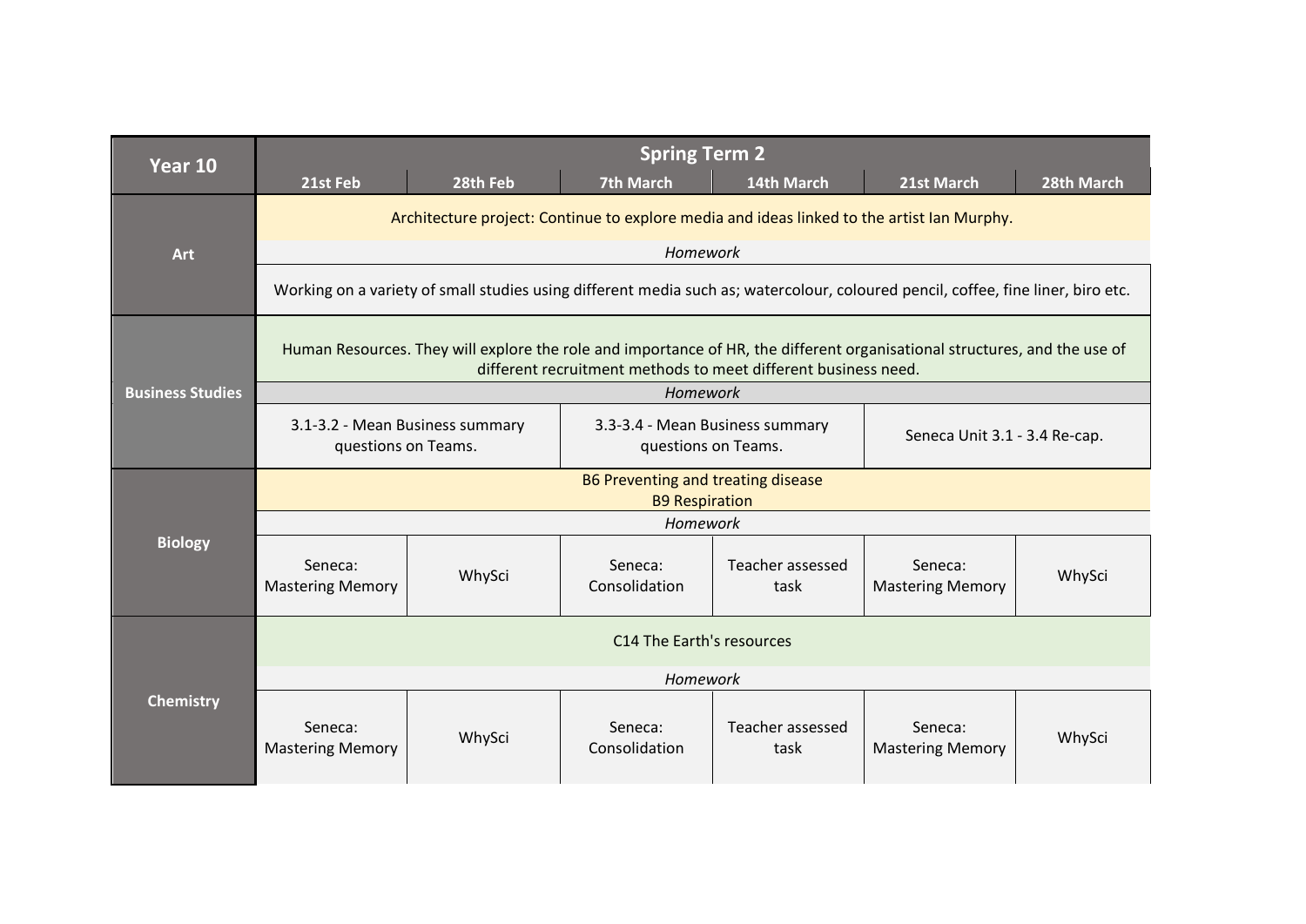| Year 10 | Spring Term 2 | | | | | |
|---|---|---|---|---|---|---|
| | 21st Feb | 28th Feb | 7th March | 14th March | 21st March | 28th March |
| **Art** | Architecture project: Continue to explore media and ideas linked to the artist Ian Murphy. | | | | | |
| | *Homework* | | | | | |
| | Working on a variety of small studies using different media such as; watercolour, coloured pencil, coffee, fine liner, biro etc. | | | | | |
| **Business Studies** | Human Resources. They will explore the role and importance of HR, the different organisational structures, and the use of different recruitment methods to meet different business need. | | | | | |
| | *Homework* | | | | | |
| | 3.1-3.2 - Mean Business summary questions on Teams. | | 3.3-3.4 - Mean Business summary questions on Teams. | | Seneca Unit 3.1 - 3.4 Re-cap. | |
| **Biology** | B6 Preventing and treating disease<br>B9 Respiration | | | | | |
| | *Homework* | | | | | |
| | Seneca: Mastering Memory | WhySci | Seneca: Consolidation | Teacher assessed task | Seneca: Mastering Memory | WhySci |
| **Chemistry** | C14 The Earth's resources | | | | | |
| | *Homework* | | | | | |
| | Seneca: Mastering Memory | WhySci | Seneca: Consolidation | Teacher assessed task | Seneca: Mastering Memory | WhySci |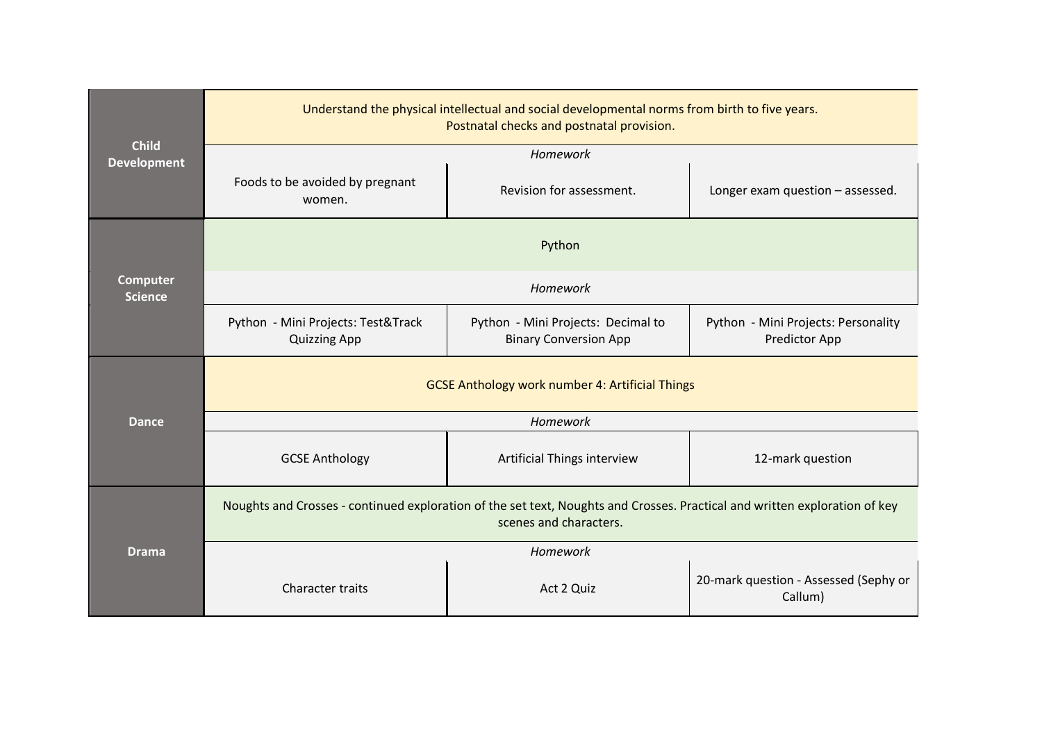| Subject | | | |
|---|---|---|---|
| **Child Development** | Understand the physical intellectual and social developmental norms from birth to five years. Postnatal checks and postnatal provision. | | |
| | *Homework* | | |
| | Foods to be avoided by pregnant women. | Revision for assessment. | Longer exam question – assessed. |
| **Computer Science** | Python | | |
| | *Homework* | | |
| | Python - Mini Projects: Test&Track Quizzing App | Python - Mini Projects: Decimal to Binary Conversion App | Python - Mini Projects: Personality Predictor App |
| **Dance** | GCSE Anthology work number 4: Artificial Things | | |
| | *Homework* | | |
| | GCSE Anthology | Artificial Things interview | 12-mark question |
| **Drama** | Noughts and Crosses - continued exploration of the set text, Noughts and Crosses. Practical and written exploration of key scenes and characters. | | |
| | *Homework* | | |
| | Character traits | Act 2 Quiz | 20-mark question - Assessed (Sephy or Callum) |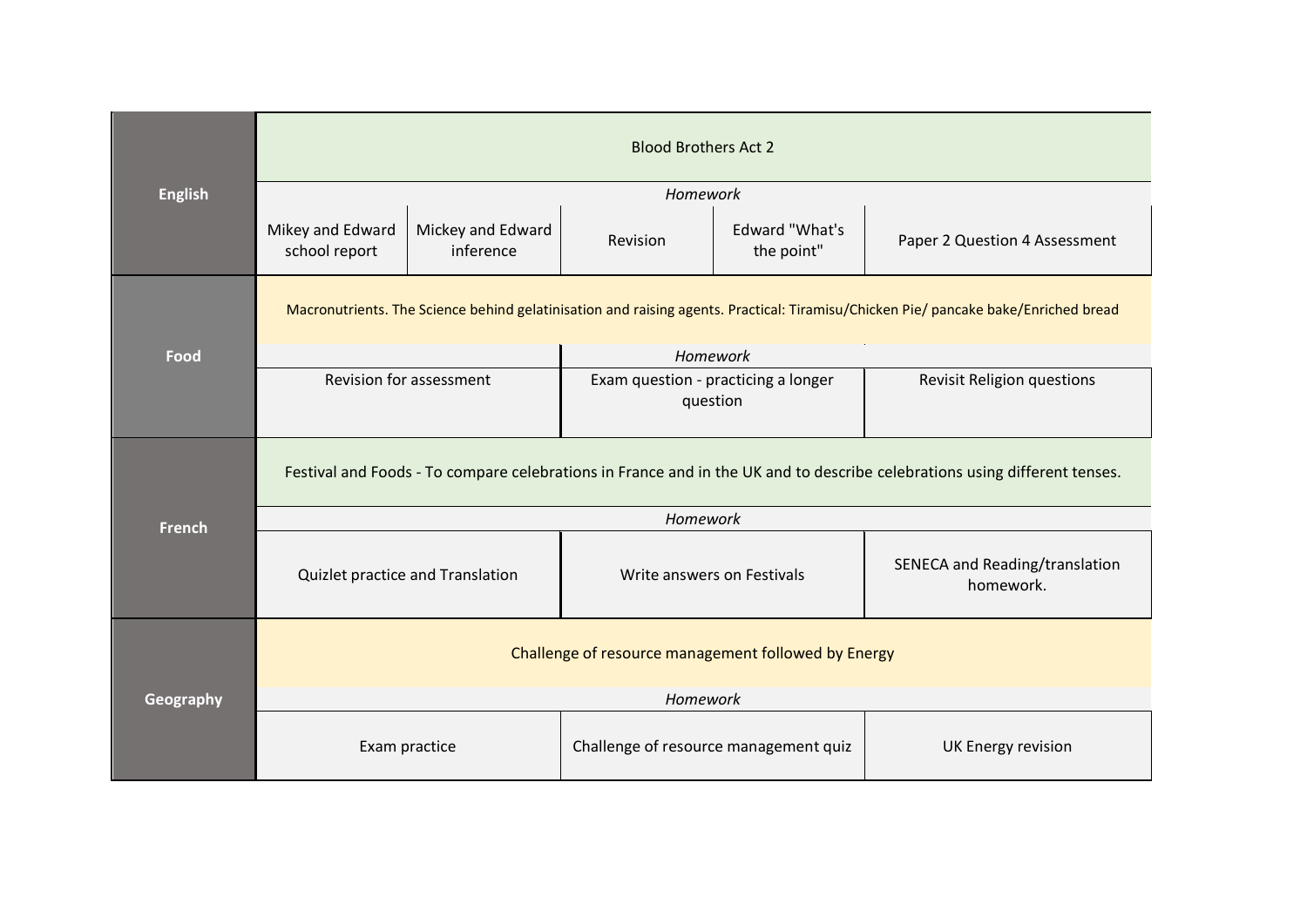| Subject | | | | | |
|---|---|---|---|---|---|
| **English** | Blood Brothers Act 2 | | | | |
| | *Homework* | | | | |
| | Mikey and Edward school report | Mickey and Edward inference | Revision | Edward "What's the point" | Paper 2 Question 4 Assessment |
| **Food** | Macronutrients. The Science behind gelatinisation and raising agents. Practical: Tiramisu/Chicken Pie/ pancake bake/Enriched bread | | | | |
| | *Homework* | | | | |
| | Revision for assessment | | Exam question - practicing a longer question | | Revisit Religion questions |
| **French** | Festival and Foods - To compare celebrations in France and in the UK and to describe celebrations using different tenses. | | | | |
| | *Homework* | | | | |
| | Quizlet practice and Translation | | Write answers on Festivals | | SENECA and Reading/translation homework. |
| **Geography** | Challenge of resource management followed by Energy | | | | |
| | *Homework* | | | | |
| | Exam practice | | Challenge of resource management quiz | | UK Energy revision |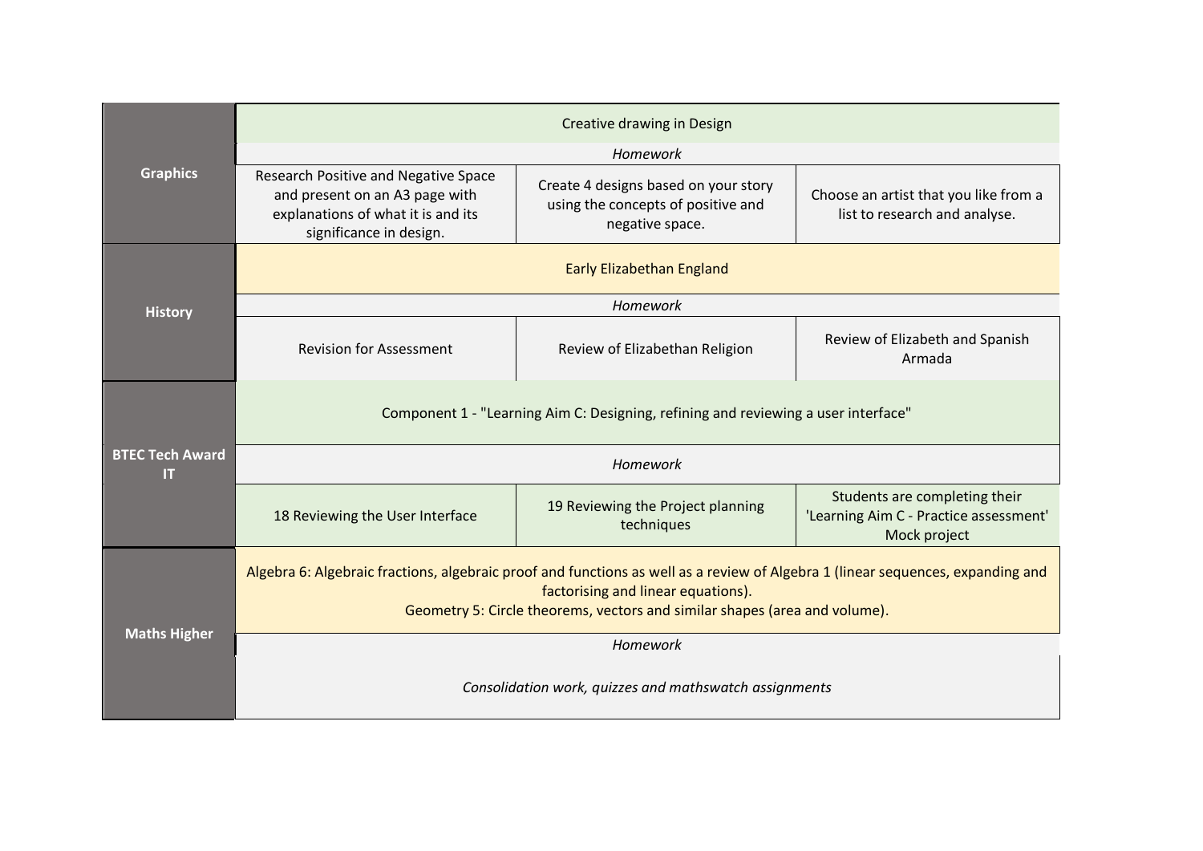| Subject | | | |
|---|---|---|---|
| **Graphics** | Creative drawing in Design | | |
| | *Homework* | | |
| | Research Positive and Negative Space and present on an A3 page with explanations of what it is and its significance in design. | Create 4 designs based on your story using the concepts of positive and negative space. | Choose an artist that you like from a list to research and analyse. |
| **History** | Early Elizabethan England | | |
| | *Homework* | | |
| | Revision for Assessment | Review of Elizabethan Religion | Review of Elizabeth and Spanish Armada |
| **BTEC Tech Award IT** | Component 1 - "Learning Aim C: Designing, refining and reviewing a user interface" | | |
| | *Homework* | | |
| | 18 Reviewing the User Interface | 19 Reviewing the Project planning techniques | Students are completing their 'Learning Aim C - Practice assessment' Mock project |
| **Maths Higher** | Algebra 6: Algebraic fractions, algebraic proof and functions as well as a review of Algebra 1 (linear sequences, expanding and factorising and linear equations). Geometry 5: Circle theorems, vectors and similar shapes (area and volume). | | |
| | *Homework* | | |
| | *Consolidation work, quizzes and mathswatch assignments* | | |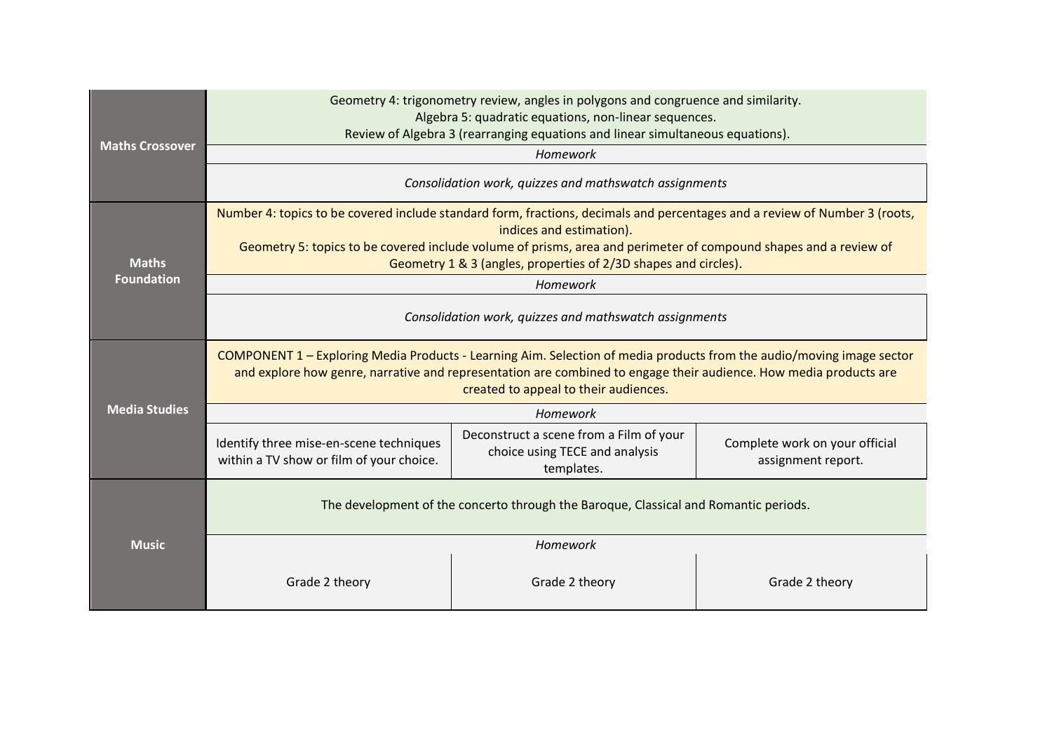| Subject | | | |
|---|---|---|---|
| **Maths Crossover** | Geometry 4: trigonometry review, angles in polygons and congruence and similarity.<br>Algebra 5: quadratic equations, non-linear sequences.<br>Review of Algebra 3 (rearranging equations and linear simultaneous equations). | | |
| | *Homework* | | |
| | *Consolidation work, quizzes and mathswatch assignments* | | |
| **Maths Foundation** | Number 4: topics to be covered include standard form, fractions, decimals and percentages and a review of Number 3 (roots, indices and estimation).<br>Geometry 5: topics to be covered include volume of prisms, area and perimeter of compound shapes and a review of Geometry 1 & 3 (angles, properties of 2/3D shapes and circles). | | |
| | *Homework* | | |
| | *Consolidation work, quizzes and mathswatch assignments* | | |
| **Media Studies** | COMPONENT 1 – Exploring Media Products - Learning Aim. Selection of media products from the audio/moving image sector and explore how genre, narrative and representation are combined to engage their audience. How media products are created to appeal to their audiences. | | |
| | *Homework* | | |
| | Identify three mise-en-scene techniques within a TV show or film of your choice. | Deconstruct a scene from a Film of your choice using TECE and analysis templates. | Complete work on your official assignment report. |
| **Music** | The development of the concerto through the Baroque, Classical and Romantic periods. | | |
| | *Homework* | | |
| | Grade 2 theory | Grade 2 theory | Grade 2 theory |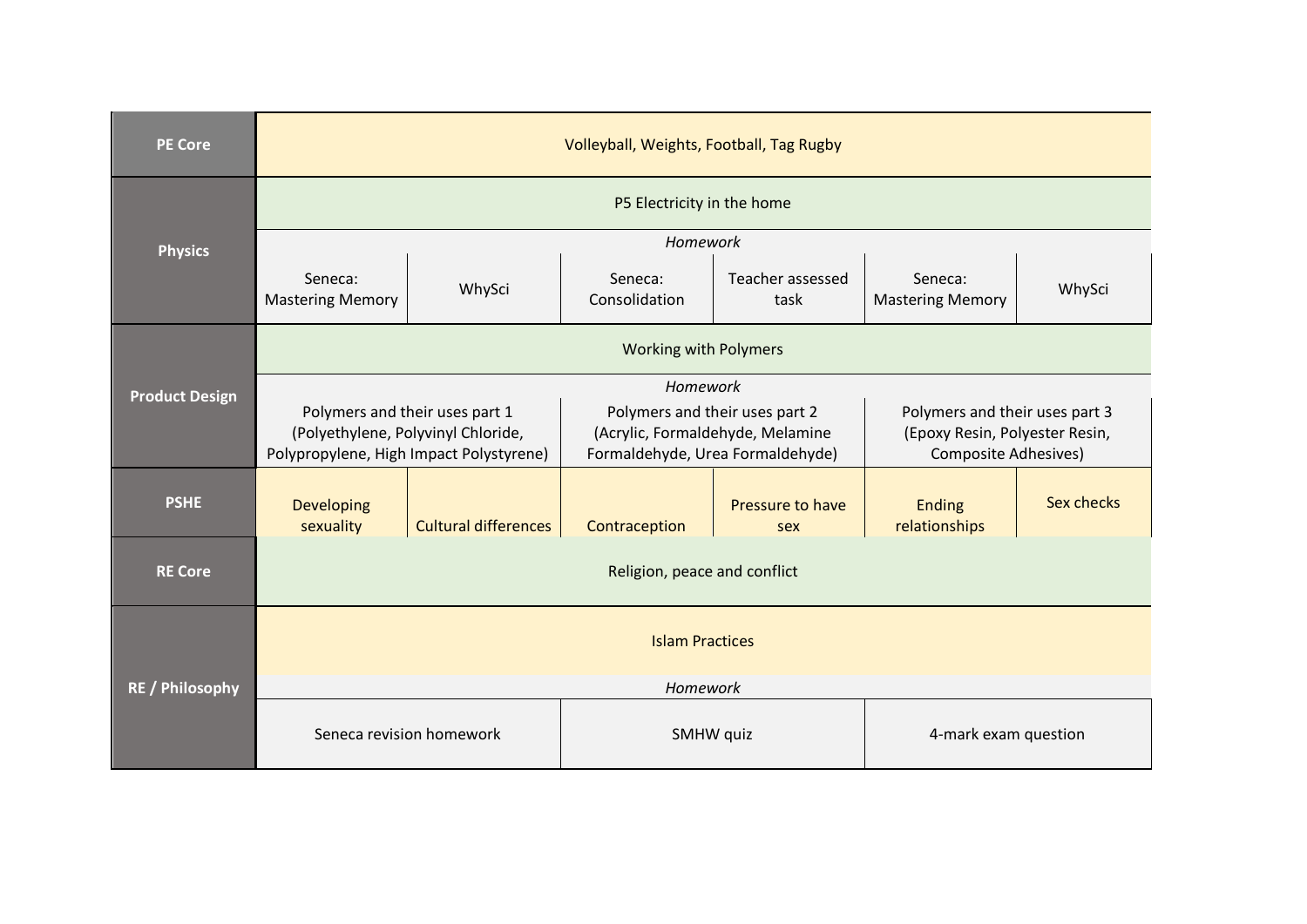| | | | | | | |
|---|---|---|---|---|---|---|
| **PE Core** | Volleyball, Weights, Football, Tag Rugby | | | | | |
| **Physics** | P5 Electricity in the home | | | | | |
| | *Homework* | | | | | |
| | Seneca: Mastering Memory | WhySci | Seneca: Consolidation | Teacher assessed task | Seneca: Mastering Memory | WhySci |
| **Product Design** | Working with Polymers | | | | | |
| | *Homework* | | | | | |
| | Polymers and their uses part 1 (Polyethylene, Polyvinyl Chloride, Polypropylene, High Impact Polystyrene) | | Polymers and their uses part 2 (Acrylic, Formaldehyde, Melamine Formaldehyde, Urea Formaldehyde) | | Polymers and their uses part 3 (Epoxy Resin, Polyester Resin, Composite Adhesives) | |
| **PSHE** | Developing sexuality | Cultural differences | Contraception | Pressure to have sex | Ending relationships | Sex checks |
| **RE Core** | Religion, peace and conflict | | | | | |
| **RE / Philosophy** | Islam Practices | | | | | |
| | *Homework* | | | | | |
| | Seneca revision homework | | SMHW quiz | | 4-mark exam question | |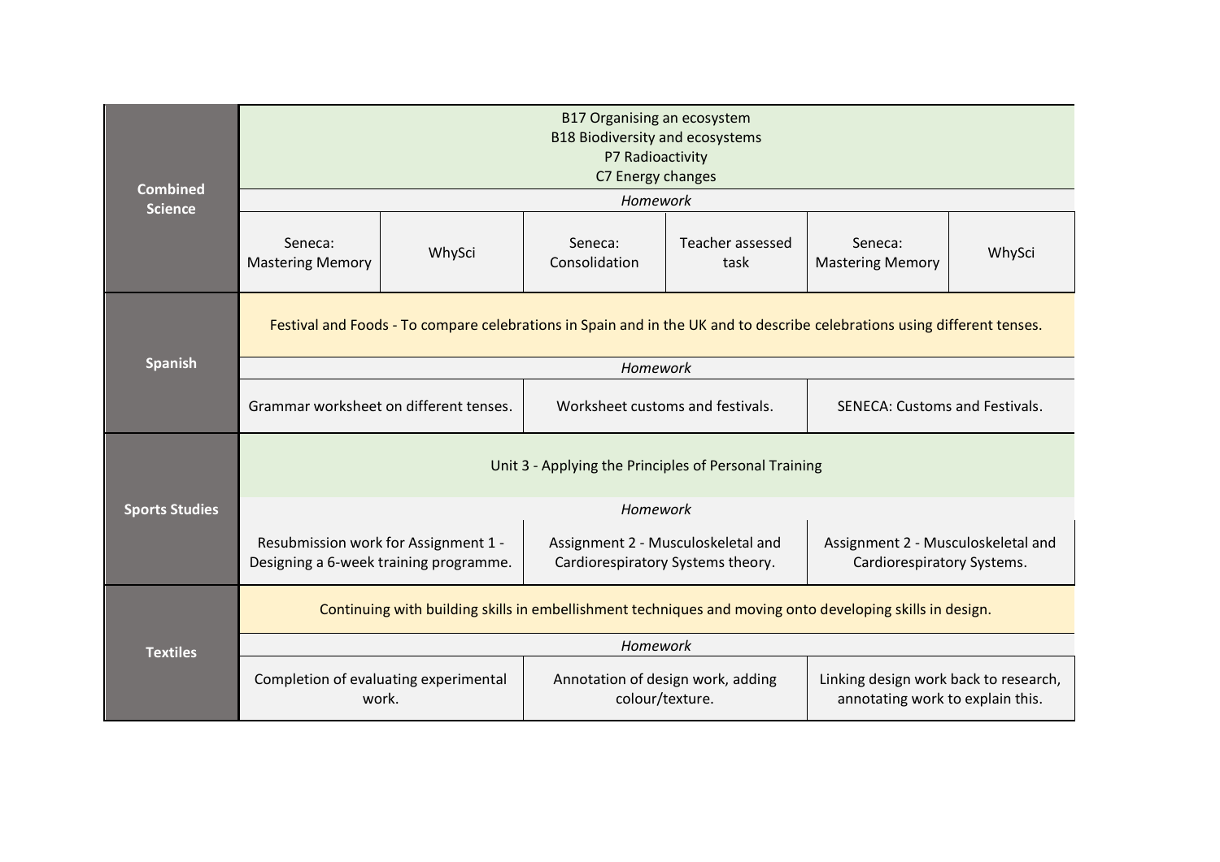| | | | | | | |
|---|---|---|---|---|---|---|
| **Combined Science** | B17 Organising an ecosystem<br>B18 Biodiversity and ecosystems<br>P7 Radioactivity<br>C7 Energy changes | | | | | |
| | *Homework* | | | | | |
| | Seneca: Mastering Memory | WhySci | Seneca: Consolidation | Teacher assessed task | Seneca: Mastering Memory | WhySci |
| **Spanish** | Festival and Foods - To compare celebrations in Spain and in the UK and to describe celebrations using different tenses. | | | | | |
| | *Homework* | | | | | |
| | Grammar worksheet on different tenses. | | Worksheet customs and festivals. | | SENECA: Customs and Festivals. | |
| **Sports Studies** | Unit 3 - Applying the Principles of Personal Training | | | | | |
| | *Homework* | | | | | |
| | Resubmission work for Assignment 1 - Designing a 6-week training programme. | | Assignment 2 - Musculoskeletal and Cardiorespiratory Systems theory. | | Assignment 2 - Musculoskeletal and Cardiorespiratory Systems. | |
| **Textiles** | Continuing with building skills in embellishment techniques and moving onto developing skills in design. | | | | | |
| | *Homework* | | | | | |
| | Completion of evaluating experimental work. | | Annotation of design work, adding colour/texture. | | Linking design work back to research, annotating work to explain this. | |